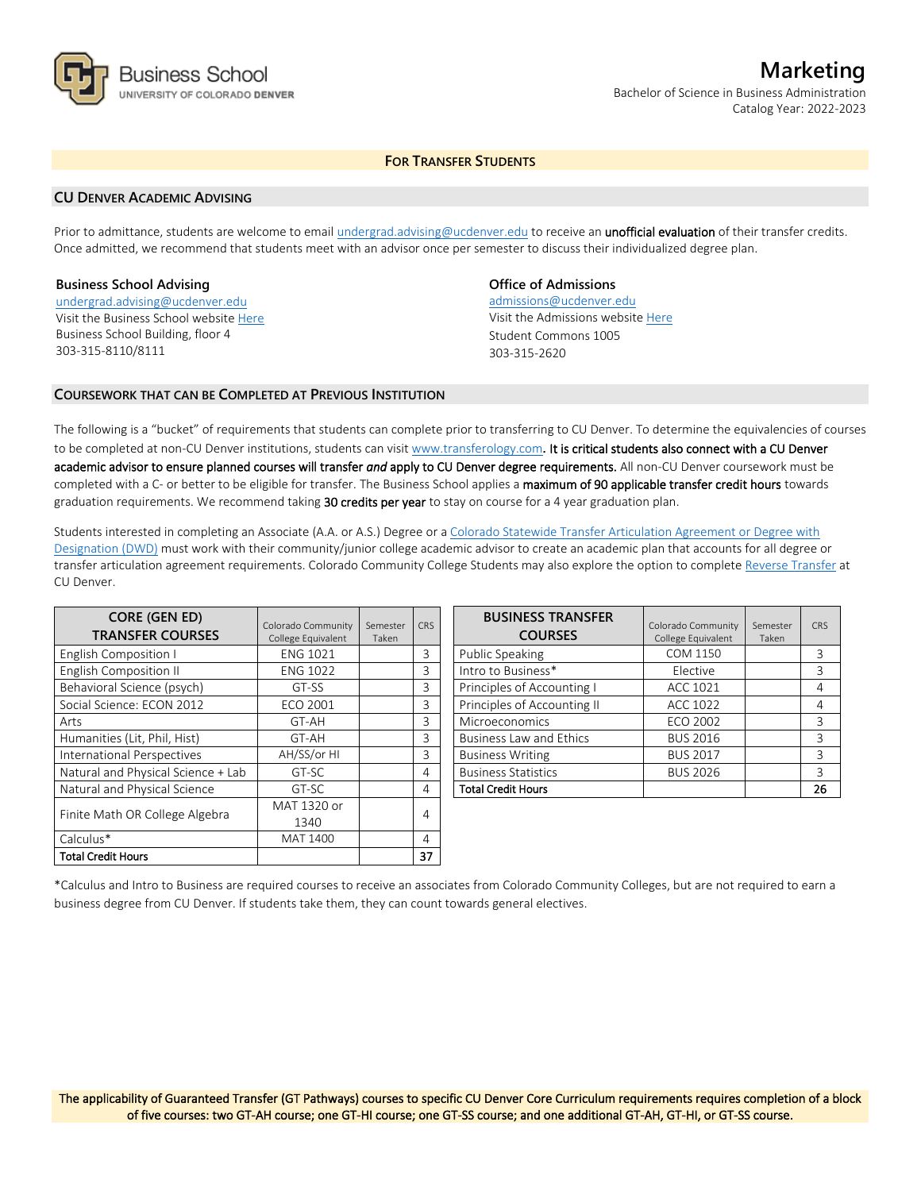Business School
UNIVERSITY OF COLORADO DENVER

# Marketing

Bachelor of Science in Business Administration
Catalog Year: 2022-2023

## For Transfer Students

### CU Denver Academic Advising

Prior to admittance, students are welcome to email undergrad.advising@ucdenver.edu to receive an **unofficial evaluation** of their transfer credits. Once admitted, we recommend that students meet with an advisor once per semester to discuss their individualized degree plan.

**Business School Advising**
undergrad.advising@ucdenver.edu
Visit the Business School website Here
Business School Building, floor 4
303-315-8110/8111

**Office of Admissions**
admissions@ucdenver.edu
Visit the Admissions website Here
Student Commons 1005
303-315-2620

### Coursework that can be Completed at Previous Institution

The following is a "bucket" of requirements that students can complete prior to transferring to CU Denver. To determine the equivalencies of courses to be completed at non-CU Denver institutions, students can visit www.transferology.com. **It is critical students also connect with a CU Denver academic advisor to ensure planned courses will transfer *and* apply to CU Denver degree requirements.** All non-CU Denver coursework must be completed with a C- or better to be eligible for transfer. The Business School applies a **maximum of 90 applicable transfer credit hours** towards graduation requirements. We recommend taking **30 credits per year** to stay on course for a 4 year graduation plan.

Students interested in completing an Associate (A.A. or A.S.) Degree or a Colorado Statewide Transfer Articulation Agreement or Degree with Designation (DWD) must work with their community/junior college academic advisor to create an academic plan that accounts for all degree or transfer articulation agreement requirements. Colorado Community College Students may also explore the option to complete Reverse Transfer at CU Denver.

| CORE (GEN ED) TRANSFER COURSES | Colorado Community College Equivalent | Semester Taken | CRS |
|---|---|---|---|
| English Composition I | ENG 1021 | | 3 |
| English Composition II | ENG 1022 | | 3 |
| Behavioral Science (psych) | GT-SS | | 3 |
| Social Science: ECON 2012 | ECO 2001 | | 3 |
| Arts | GT-AH | | 3 |
| Humanities (Lit, Phil, Hist) | GT-AH | | 3 |
| International Perspectives | AH/SS/or HI | | 3 |
| Natural and Physical Science + Lab | GT-SC | | 4 |
| Natural and Physical Science | GT-SC | | 4 |
| Finite Math OR College Algebra | MAT 1320 or 1340 | | 4 |
| Calculus* | MAT 1400 | | 4 |
| **Total Credit Hours** | | | **37** |

| BUSINESS TRANSFER COURSES | Colorado Community College Equivalent | Semester Taken | CRS |
|---|---|---|---|
| Public Speaking | COM 1150 | | 3 |
| Intro to Business* | Elective | | 3 |
| Principles of Accounting I | ACC 1021 | | 4 |
| Principles of Accounting II | ACC 1022 | | 4 |
| Microeconomics | ECO 2002 | | 3 |
| Business Law and Ethics | BUS 2016 | | 3 |
| Business Writing | BUS 2017 | | 3 |
| Business Statistics | BUS 2026 | | 3 |
| **Total Credit Hours** | | | **26** |

*Calculus and Intro to Business are required courses to receive an associates from Colorado Community Colleges, but are not required to earn a business degree from CU Denver. If students take them, they can count towards general electives.

The applicability of Guaranteed Transfer (GT Pathways) courses to specific CU Denver Core Curriculum requirements requires completion of a block of five courses: two GT-AH course; one GT-HI course; one GT-SS course; and one additional GT-AH, GT-HI, or GT-SS course.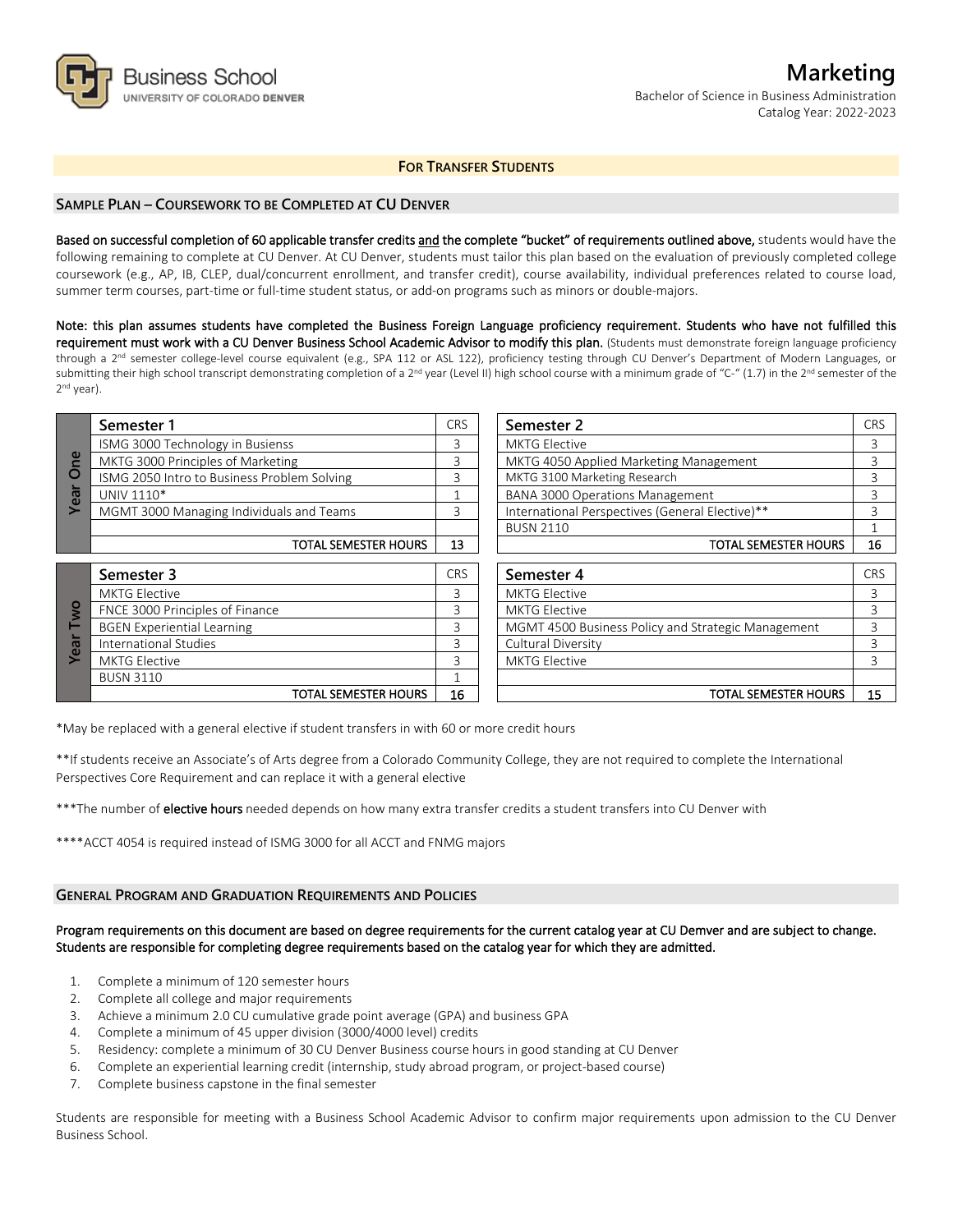**Marketing**

Bachelor of Science in Business Administration
Catalog Year: 2022-2023

## FOR TRANSFER STUDENTS

### SAMPLE PLAN – COURSEWORK TO BE COMPLETED AT CU DENVER

**Based on successful completion of 60 applicable transfer credits and the complete "bucket" of requirements outlined above,** students would have the following remaining to complete at CU Denver. At CU Denver, students must tailor this plan based on the evaluation of previously completed college coursework (e.g., AP, IB, CLEP, dual/concurrent enrollment, and transfer credit), course availability, individual preferences related to course load, summer term courses, part-time or full-time student status, or add-on programs such as minors or double-majors.

**Note: this plan assumes students have completed the Business Foreign Language proficiency requirement. Students who have not fulfilled this requirement must work with a CU Denver Business School Academic Advisor to modify this plan.** (Students must demonstrate foreign language proficiency through a 2nd semester college-level course equivalent (e.g., SPA 112 or ASL 122), proficiency testing through CU Denver's Department of Modern Languages, or submitting their high school transcript demonstrating completion of a 2nd year (Level II) high school course with a minimum grade of "C-" (1.7) in the 2nd semester of the 2nd year).

**Year One**

| Semester 1 | CRS |
|---|---|
| ISMG 3000 Technology in Busienss | 3 |
| MKTG 3000 Principles of Marketing | 3 |
| ISMG 2050 Intro to Business Problem Solving | 3 |
| UNIV 1110* | 1 |
| MGMT 3000 Managing Individuals and Teams | 3 |
| | |
| TOTAL SEMESTER HOURS | 13 |

| Semester 2 | CRS |
|---|---|
| MKTG Elective | 3 |
| MKTG 4050 Applied Marketing Management | 3 |
| MKTG 3100 Marketing Research | 3 |
| BANA 3000 Operations Management | 3 |
| International Perspectives (General Elective)** | 3 |
| BUSN 2110 | 1 |
| TOTAL SEMESTER HOURS | 16 |

**Year Two**

| Semester 3 | CRS |
|---|---|
| MKTG Elective | 3 |
| FNCE 3000 Principles of Finance | 3 |
| BGEN Experiential Learning | 3 |
| International Studies | 3 |
| MKTG Elective | 3 |
| BUSN 3110 | 1 |
| TOTAL SEMESTER HOURS | 16 |

| Semester 4 | CRS |
|---|---|
| MKTG Elective | 3 |
| MKTG Elective | 3 |
| MGMT 4500 Business Policy and Strategic Management | 3 |
| Cultural Diversity | 3 |
| MKTG Elective | 3 |
| | |
| TOTAL SEMESTER HOURS | 15 |

*May be replaced with a general elective if student transfers in with 60 or more credit hours

**If students receive an Associate's of Arts degree from a Colorado Community College, they are not required to complete the International Perspectives Core Requirement and can replace it with a general elective

***The number of **elective hours** needed depends on how many extra transfer credits a student transfers into CU Denver with

****ACCT 4054 is required instead of ISMG 3000 for all ACCT and FNMG majors

### GENERAL PROGRAM AND GRADUATION REQUIREMENTS AND POLICIES

**Program requirements on this document are based on degree requirements for the current catalog year at CU Demver and are subject to change. Students are responsible for completing degree requirements based on the catalog year for which they are admitted.**

1. Complete a minimum of 120 semester hours
2. Complete all college and major requirements
3. Achieve a minimum 2.0 CU cumulative grade point average (GPA) and business GPA
4. Complete a minimum of 45 upper division (3000/4000 level) credits
5. Residency: complete a minimum of 30 CU Denver Business course hours in good standing at CU Denver
6. Complete an experiential learning credit (internship, study abroad program, or project-based course)
7. Complete business capstone in the final semester

Students are responsible for meeting with a Business School Academic Advisor to confirm major requirements upon admission to the CU Denver Business School.